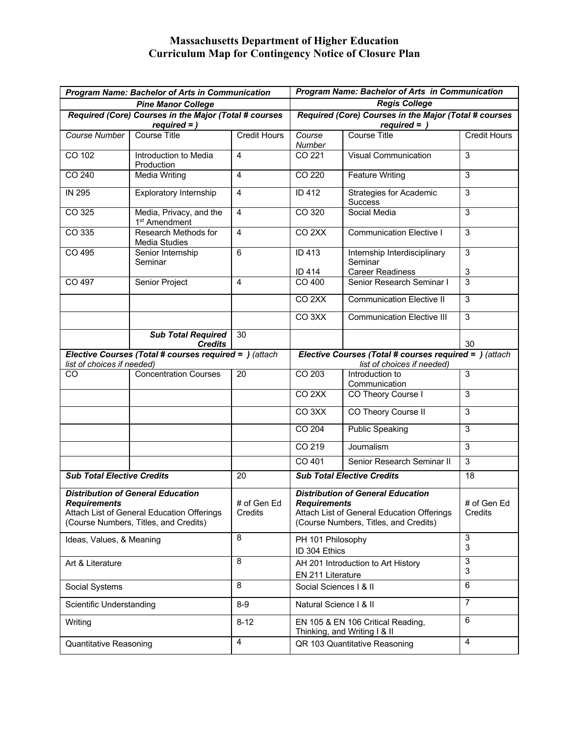# Massachusetts Department of Higher Education
## Curriculum Map for Contingency Notice of Closure Plan

| ***Program Name: Bachelor of Arts in Communication*** | | | ***Program Name: Bachelor of Arts in Communication*** | | |
|---|---|---|---|---|---|
| ***Pine Manor College*** | | | ***Regis College*** | | |
| ***Required (Core) Courses in the Major (Total # courses required = )*** | | | ***Required (Core) Courses in the Major (Total # courses required = )*** | | |
| *Course Number* | Course Title | Credit Hours | *Course Number* | Course Title | Credit Hours |
| CO 102 | Introduction to Media Production | 4 | CO 221 | Visual Communication | 3 |
| CO 240 | Media Writing | 4 | CO 220 | Feature Writing | 3 |
| IN 295 | Exploratory Internship | 4 | ID 412 | Strategies for Academic Success | 3 |
| CO 325 | Media, Privacy, and the 1st Amendment | 4 | CO 320 | Social Media | 3 |
| CO 335 | Research Methods for Media Studies | 4 | CO 2XX | Communication Elective I | 3 |
| CO 495 | Senior Internship Seminar | 6 | ID 413<br>ID 414 | Internship Interdisciplinary Seminar<br>Career Readiness | 3<br>3 |
| CO 497 | Senior Project | 4 | CO 400 | Senior Research Seminar I | 3 |
| | | | CO 2XX | Communication Elective II | 3 |
| | | | CO 3XX | Communication Elective III | 3 |
| | ***Sub Total Required Credits*** | 30 | | | 30 |
| ***Elective Courses (Total # courses required = )*** *(attach list of choices if needed)* | | | ***Elective Courses (Total # courses required = )*** *(attach list of choices if needed)* | | |
| CO | Concentration Courses | 20 | CO 203 | Introduction to Communication | 3 |
| | | | CO 2XX | CO Theory Course I | 3 |
| | | | CO 3XX | CO Theory Course II | 3 |
| | | | CO 204 | Public Speaking | 3 |
| | | | CO 219 | Journalism | 3 |
| | | | CO 401 | Senior Research Seminar II | 3 |
| ***Sub Total Elective Credits*** | | 20 | ***Sub Total Elective Credits*** | | 18 |
| ***Distribution of General Education Requirements*** Attach List of General Education Offerings (Course Numbers, Titles, and Credits) | | # of Gen Ed Credits | ***Distribution of General Education Requirements*** Attach List of General Education Offerings (Course Numbers, Titles, and Credits) | | # of Gen Ed Credits |
| Ideas, Values, & Meaning | | 8 | PH 101 Philosophy<br>ID 304 Ethics | | 3<br>3 |
| Art & Literature | | 8 | AH 201 Introduction to Art History<br>EN 211 Literature | | 3<br>3 |
| Social Systems | | 8 | Social Sciences I & II | | 6 |
| Scientific Understanding | | 8-9 | Natural Science I & II | | 7 |
| Writing | | 8-12 | EN 105 & EN 106 Critical Reading, Thinking, and Writing I & II | | 6 |
| Quantitative Reasoning | | 4 | QR 103 Quantitative Reasoning | | 4 |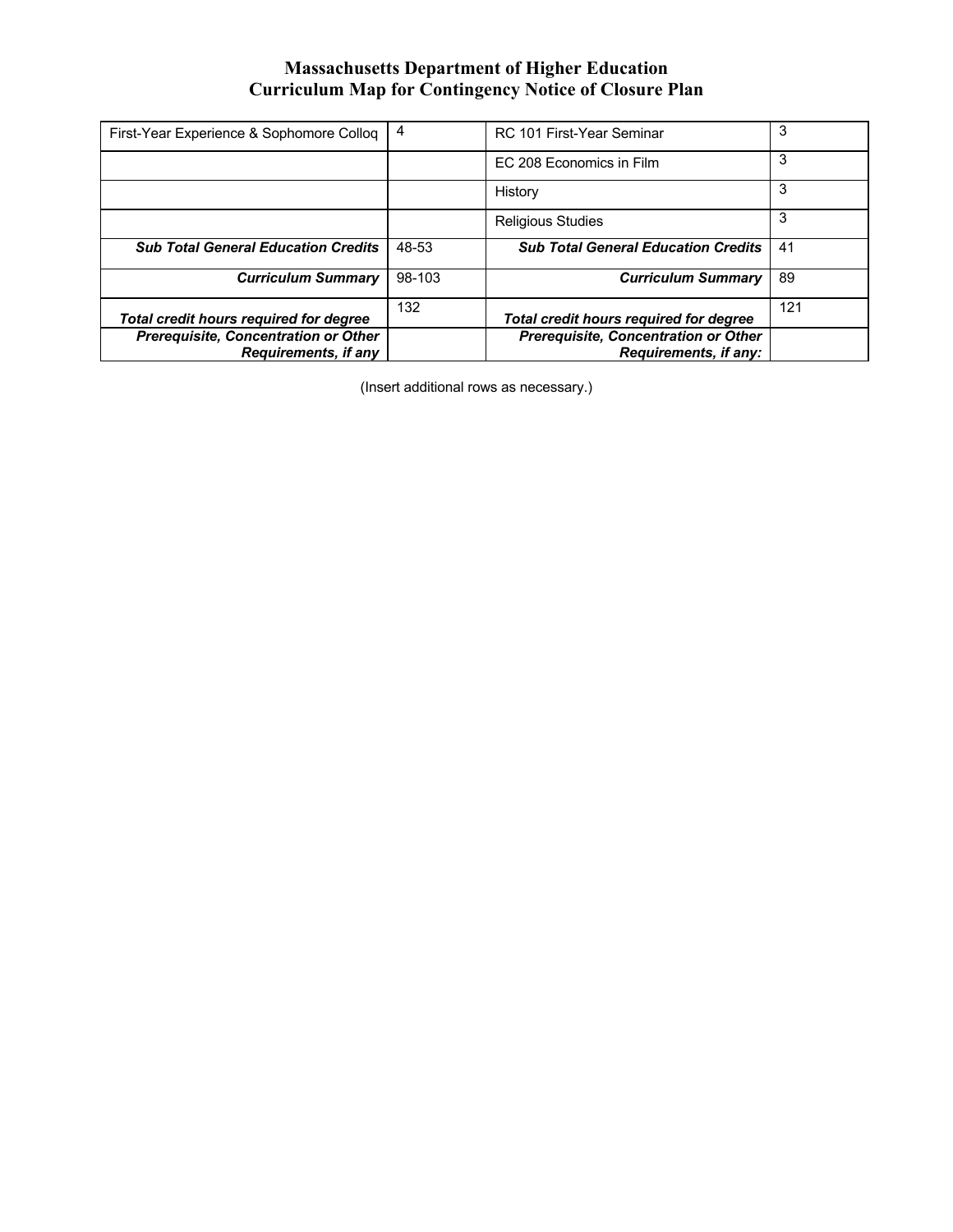# Massachusetts Department of Higher Education
## Curriculum Map for Contingency Notice of Closure Plan

| | | | |
|---|---|---|---|
| First-Year Experience & Sophomore Colloq | 4 | RC 101 First-Year Seminar | 3 |
| | | EC 208 Economics in Film | 3 |
| | | History | 3 |
| | | Religious Studies | 3 |
| ***Sub Total General Education Credits*** | 48-53 | ***Sub Total General Education Credits*** | 41 |
| ***Curriculum Summary*** | 98-103 | ***Curriculum Summary*** | 89 |
| ***Total credit hours required for degree*** | 132 | ***Total credit hours required for degree*** | 121 |
| ***Prerequisite, Concentration or Other Requirements, if any*** | | ***Prerequisite, Concentration or Other Requirements, if any:*** | |

(Insert additional rows as necessary.)